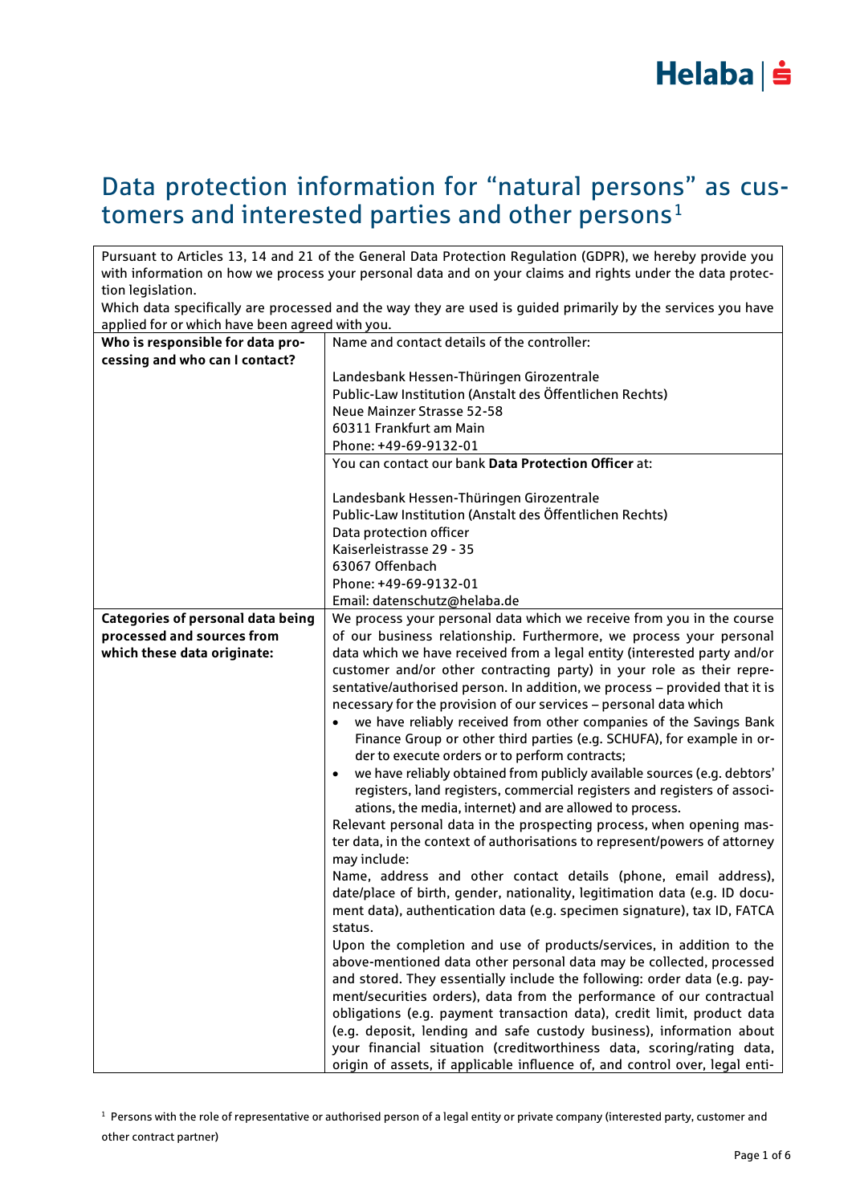# Data protection information for "natural persons" as customers and interested parties and other persons[1]

Pursuant to Articles 13, 14 and 21 of the General Data Protection Regulation (GDPR), we hereby provide you with information on how we process your personal data and on your claims and rights under the data protection legislation.
Which data specifically are processed and the way they are used is guided primarily by the services you have applied for or which have been agreed with you.

| | |
|---|---|
| **Who is responsible for data processing and who can I contact?** | Name and contact details of the controller:<br><br>Landesbank Hessen-Thüringen Girozentrale<br>Public-Law Institution (Anstalt des Öffentlichen Rechts)<br>Neue Mainzer Strasse 52-58<br>60311 Frankfurt am Main<br>Phone: +49-69-9132-01 |
| | You can contact our bank **Data Protection Officer** at:<br><br>Landesbank Hessen-Thüringen Girozentrale<br>Public-Law Institution (Anstalt des Öffentlichen Rechts)<br>Data protection officer<br>Kaiserleistrasse 29 - 35<br>63067 Offenbach<br>Phone: +49-69-9132-01<br>Email: datenschutz@helaba.de |
| **Categories of personal data being processed and sources from which these data originate:** | We process your personal data which we receive from you in the course of our business relationship. Furthermore, we process your personal data which we have received from a legal entity (interested party and/or customer and/or other contracting party) in your role as their representative/authorised person. In addition, we process – provided that it is necessary for the provision of our services – personal data which<br>• we have reliably received from other companies of the Savings Bank Finance Group or other third parties (e.g. SCHUFA), for example in order to execute orders or to perform contracts;<br>• we have reliably obtained from publicly available sources (e.g. debtors' registers, land registers, commercial registers and registers of associations, the media, internet) and are allowed to process.<br>Relevant personal data in the prospecting process, when opening master data, in the context of authorisations to represent/powers of attorney may include:<br>Name, address and other contact details (phone, email address), date/place of birth, gender, nationality, legitimation data (e.g. ID document data), authentication data (e.g. specimen signature), tax ID, FATCA status.<br>Upon the completion and use of products/services, in addition to the above-mentioned data other personal data may be collected, processed and stored. They essentially include the following: order data (e.g. payment/securities orders), data from the performance of our contractual obligations (e.g. payment transaction data), credit limit, product data (e.g. deposit, lending and safe custody business), information about your financial situation (creditworthiness data, scoring/rating data, origin of assets, if applicable influence of, and control over, legal enti- |

[1] Persons with the role of representative or authorised person of a legal entity or private company (interested party, customer and other contract partner)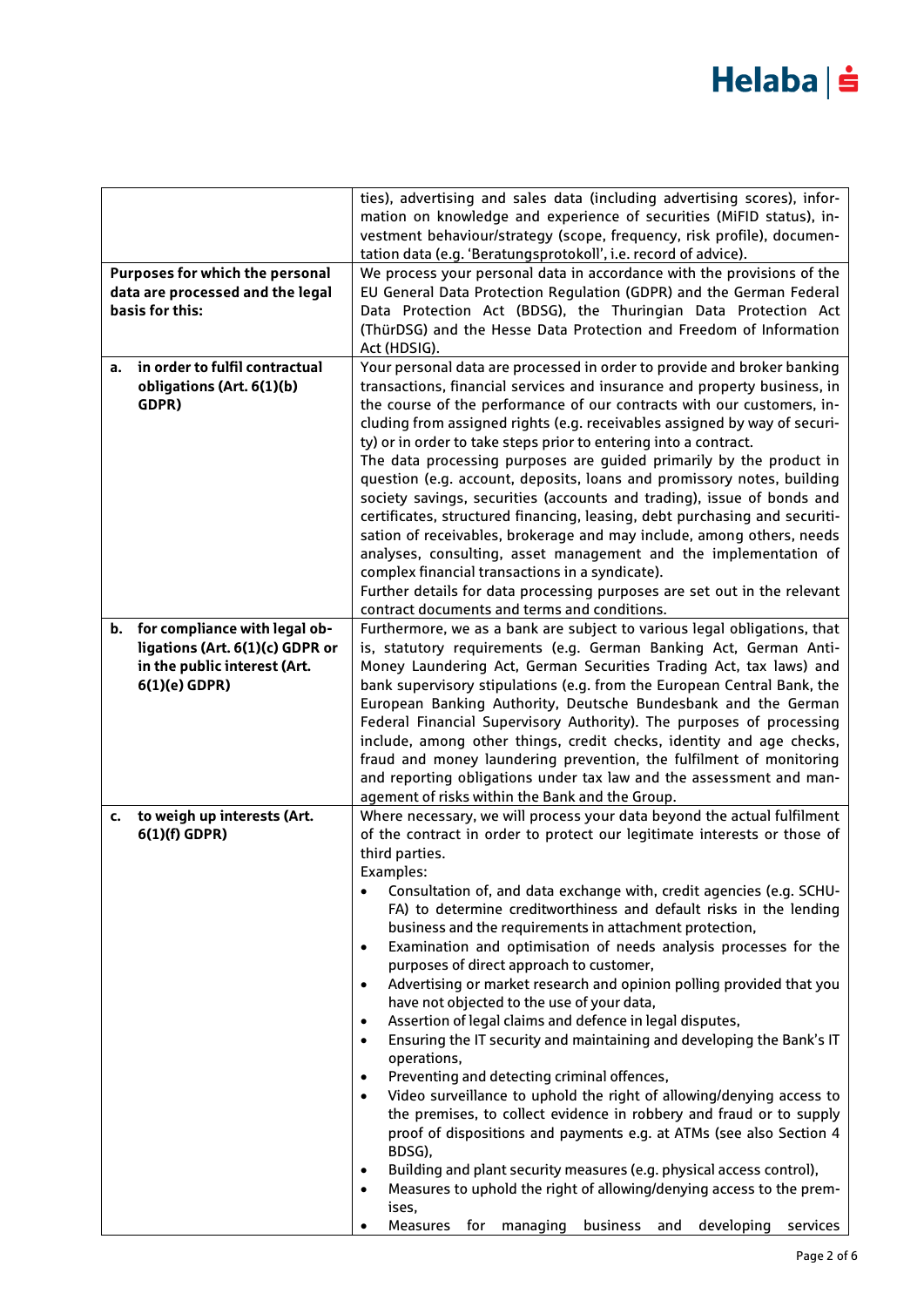| | |
|---|---|
| | ties), advertising and sales data (including advertising scores), information on knowledge and experience of securities (MiFID status), investment behaviour/strategy (scope, frequency, risk profile), documentation data (e.g. 'Beratungsprotokoll', i.e. record of advice). |
| **Purposes for which the personal data are processed and the legal basis for this:** | We process your personal data in accordance with the provisions of the EU General Data Protection Regulation (GDPR) and the German Federal Data Protection Act (BDSG), the Thuringian Data Protection Act (ThürDSG) and the Hesse Data Protection and Freedom of Information Act (HDSIG). |
| **a. in order to fulfil contractual obligations (Art. 6(1)(b) GDPR)** | Your personal data are processed in order to provide and broker banking transactions, financial services and insurance and property business, in the course of the performance of our contracts with our customers, including from assigned rights (e.g. receivables assigned by way of security) or in order to take steps prior to entering into a contract.<br>The data processing purposes are guided primarily by the product in question (e.g. account, deposits, loans and promissory notes, building society savings, securities (accounts and trading), issue of bonds and certificates, structured financing, leasing, debt purchasing and securitisation of receivables, brokerage and may include, among others, needs analyses, consulting, asset management and the implementation of complex financial transactions in a syndicate).<br>Further details for data processing purposes are set out in the relevant contract documents and terms and conditions. |
| **b. for compliance with legal obligations (Art. 6(1)(c) GDPR or in the public interest (Art. 6(1)(e) GDPR)** | Furthermore, we as a bank are subject to various legal obligations, that is, statutory requirements (e.g. German Banking Act, German Anti-Money Laundering Act, German Securities Trading Act, tax laws) and bank supervisory stipulations (e.g. from the European Central Bank, the European Banking Authority, Deutsche Bundesbank and the German Federal Financial Supervisory Authority). The purposes of processing include, among other things, credit checks, identity and age checks, fraud and money laundering prevention, the fulfilment of monitoring and reporting obligations under tax law and the assessment and management of risks within the Bank and the Group. |
| **c. to weigh up interests (Art. 6(1)(f) GDPR)** | Where necessary, we will process your data beyond the actual fulfilment of the contract in order to protect our legitimate interests or those of third parties.<br>Examples:<br>• Consultation of, and data exchange with, credit agencies (e.g. SCHUFA) to determine creditworthiness and default risks in the lending business and the requirements in attachment protection,<br>• Examination and optimisation of needs analysis processes for the purposes of direct approach to customer,<br>• Advertising or market research and opinion polling provided that you have not objected to the use of your data,<br>• Assertion of legal claims and defence in legal disputes,<br>• Ensuring the IT security and maintaining and developing the Bank's IT operations,<br>• Preventing and detecting criminal offences,<br>• Video surveillance to uphold the right of allowing/denying access to the premises, to collect evidence in robbery and fraud or to supply proof of dispositions and payments e.g. at ATMs (see also Section 4 BDSG),<br>• Building and plant security measures (e.g. physical access control),<br>• Measures to uphold the right of allowing/denying access to the premises,<br>• Measures for managing business and developing services |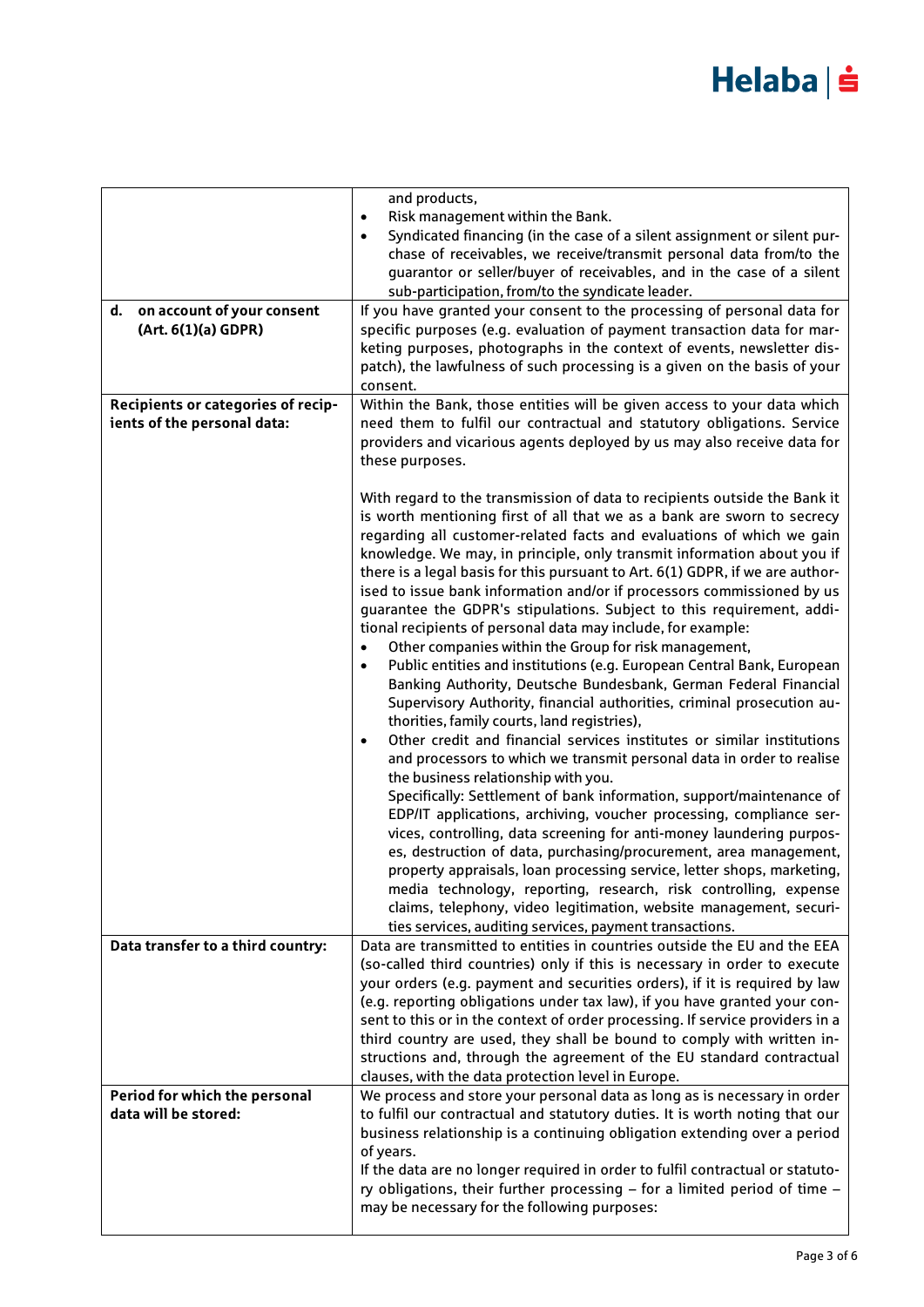| | |
|---|---|
| | and products,<br>• Risk management within the Bank.<br>• Syndicated financing (in the case of a silent assignment or silent purchase of receivables, we receive/transmit personal data from/to the guarantor or seller/buyer of receivables, and in the case of a silent sub-participation, from/to the syndicate leader. |
| **d. on account of your consent (Art. 6(1)(a) GDPR)** | If you have granted your consent to the processing of personal data for specific purposes (e.g. evaluation of payment transaction data for marketing purposes, photographs in the context of events, newsletter dispatch), the lawfulness of such processing is a given on the basis of your consent. |
| **Recipients or categories of recipients of the personal data:** | Within the Bank, those entities will be given access to your data which need them to fulfil our contractual and statutory obligations. Service providers and vicarious agents deployed by us may also receive data for these purposes.<br><br>With regard to the transmission of data to recipients outside the Bank it is worth mentioning first of all that we as a bank are sworn to secrecy regarding all customer-related facts and evaluations of which we gain knowledge. We may, in principle, only transmit information about you if there is a legal basis for this pursuant to Art. 6(1) GDPR, if we are authorised to issue bank information and/or if processors commissioned by us guarantee the GDPR's stipulations. Subject to this requirement, additional recipients of personal data may include, for example:<br>• Other companies within the Group for risk management,<br>• Public entities and institutions (e.g. European Central Bank, European Banking Authority, Deutsche Bundesbank, German Federal Financial Supervisory Authority, financial authorities, criminal prosecution authorities, family courts, land registries),<br>• Other credit and financial services institutes or similar institutions and processors to which we transmit personal data in order to realise the business relationship with you.<br>Specifically: Settlement of bank information, support/maintenance of EDP/IT applications, archiving, voucher processing, compliance services, controlling, data screening for anti-money laundering purposes, destruction of data, purchasing/procurement, area management, property appraisals, loan processing service, letter shops, marketing, media technology, reporting, research, risk controlling, expense claims, telephony, video legitimation, website management, securities services, auditing services, payment transactions. |
| **Data transfer to a third country:** | Data are transmitted to entities in countries outside the EU and the EEA (so-called third countries) only if this is necessary in order to execute your orders (e.g. payment and securities orders), if it is required by law (e.g. reporting obligations under tax law), if you have granted your consent to this or in the context of order processing. If service providers in a third country are used, they shall be bound to comply with written instructions and, through the agreement of the EU standard contractual clauses, with the data protection level in Europe. |
| **Period for which the personal data will be stored:** | We process and store your personal data as long as is necessary in order to fulfil our contractual and statutory duties. It is worth noting that our business relationship is a continuing obligation extending over a period of years.<br>If the data are no longer required in order to fulfil contractual or statutory obligations, their further processing – for a limited period of time – may be necessary for the following purposes: |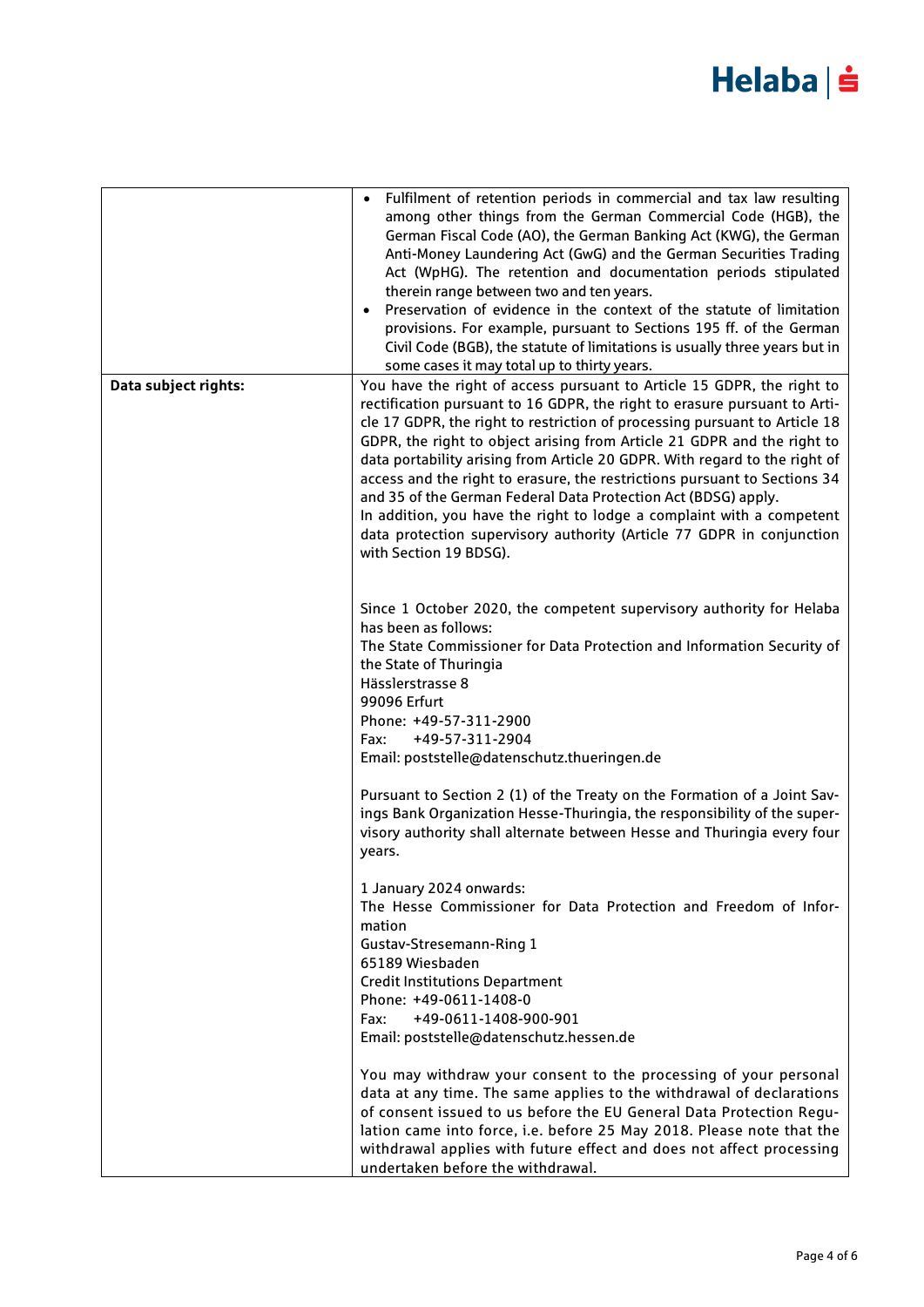| | |
|---|---|
| | • Fulfilment of retention periods in commercial and tax law resulting among other things from the German Commercial Code (HGB), the German Fiscal Code (AO), the German Banking Act (KWG), the German Anti-Money Laundering Act (GwG) and the German Securities Trading Act (WpHG). The retention and documentation periods stipulated therein range between two and ten years.<br>• Preservation of evidence in the context of the statute of limitation provisions. For example, pursuant to Sections 195 ff. of the German Civil Code (BGB), the statute of limitations is usually three years but in some cases it may total up to thirty years. |
| **Data subject rights:** | You have the right of access pursuant to Article 15 GDPR, the right to rectification pursuant to 16 GDPR, the right to erasure pursuant to Article 17 GDPR, the right to restriction of processing pursuant to Article 18 GDPR, the right to object arising from Article 21 GDPR and the right to data portability arising from Article 20 GDPR. With regard to the right of access and the right to erasure, the restrictions pursuant to Sections 34 and 35 of the German Federal Data Protection Act (BDSG) apply.<br>In addition, you have the right to lodge a complaint with a competent data protection supervisory authority (Article 77 GDPR in conjunction with Section 19 BDSG).<br><br>Since 1 October 2020, the competent supervisory authority for Helaba has been as follows:<br>The State Commissioner for Data Protection and Information Security of the State of Thuringia<br>Hässlerstrasse 8<br>99096 Erfurt<br>Phone: +49-57-311-2900<br>Fax: +49-57-311-2904<br>Email: poststelle@datenschutz.thueringen.de<br><br>Pursuant to Section 2 (1) of the Treaty on the Formation of a Joint Savings Bank Organization Hesse-Thuringia, the responsibility of the supervisory authority shall alternate between Hesse and Thuringia every four years.<br><br>1 January 2024 onwards:<br>The Hesse Commissioner for Data Protection and Freedom of Information<br>Gustav-Stresemann-Ring 1<br>65189 Wiesbaden<br>Credit Institutions Department<br>Phone: +49-0611-1408-0<br>Fax: +49-0611-1408-900-901<br>Email: poststelle@datenschutz.hessen.de<br><br>You may withdraw your consent to the processing of your personal data at any time. The same applies to the withdrawal of declarations of consent issued to us before the EU General Data Protection Regulation came into force, i.e. before 25 May 2018. Please note that the withdrawal applies with future effect and does not affect processing undertaken before the withdrawal. |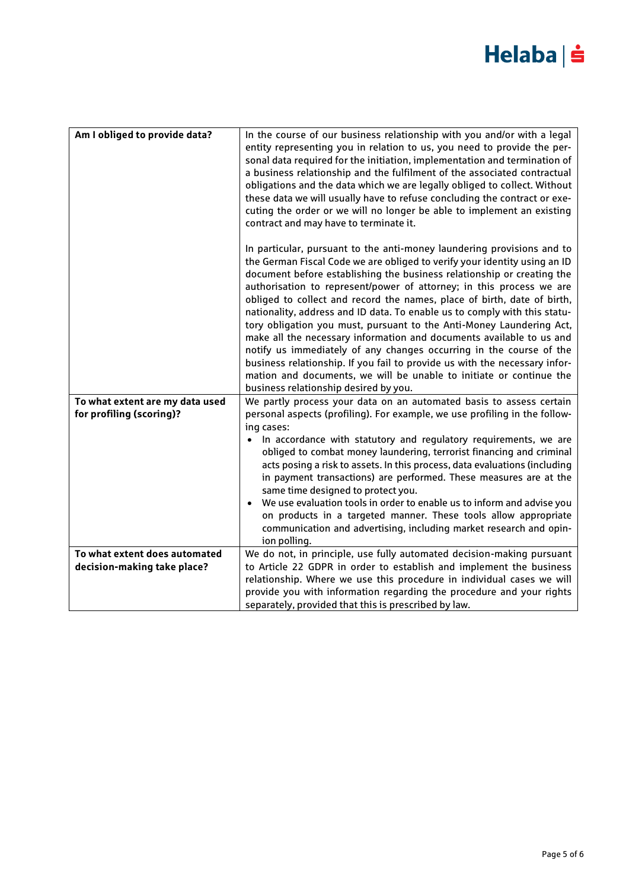| Am I obliged to provide data? | In the course of our business relationship with you and/or with a legal entity representing you in relation to us, you need to provide the personal data required for the initiation, implementation and termination of a business relationship and the fulfilment of the associated contractual obligations and the data which we are legally obliged to collect. Without these data we will usually have to refuse concluding the contract or executing the order or we will no longer be able to implement an existing contract and may have to terminate it.<br><br>In particular, pursuant to the anti-money laundering provisions and to the German Fiscal Code we are obliged to verify your identity using an ID document before establishing the business relationship or creating the authorisation to represent/power of attorney; in this process we are obliged to collect and record the names, place of birth, date of birth, nationality, address and ID data. To enable us to comply with this statutory obligation you must, pursuant to the Anti-Money Laundering Act, make all the necessary information and documents available to us and notify us immediately of any changes occurring in the course of the business relationship. If you fail to provide us with the necessary information and documents, we will be unable to initiate or continue the business relationship desired by you. |
|---|---|
| **To what extent are my data used for profiling (scoring)?** | We partly process your data on an automated basis to assess certain personal aspects (profiling). For example, we use profiling in the following cases:<br>• In accordance with statutory and regulatory requirements, we are obliged to combat money laundering, terrorist financing and criminal acts posing a risk to assets. In this process, data evaluations (including in payment transactions) are performed. These measures are at the same time designed to protect you.<br>• We use evaluation tools in order to enable us to inform and advise you on products in a targeted manner. These tools allow appropriate communication and advertising, including market research and opinion polling. |
| **To what extent does automated decision-making take place?** | We do not, in principle, use fully automated decision-making pursuant to Article 22 GDPR in order to establish and implement the business relationship. Where we use this procedure in individual cases we will provide you with information regarding the procedure and your rights separately, provided that this is prescribed by law. |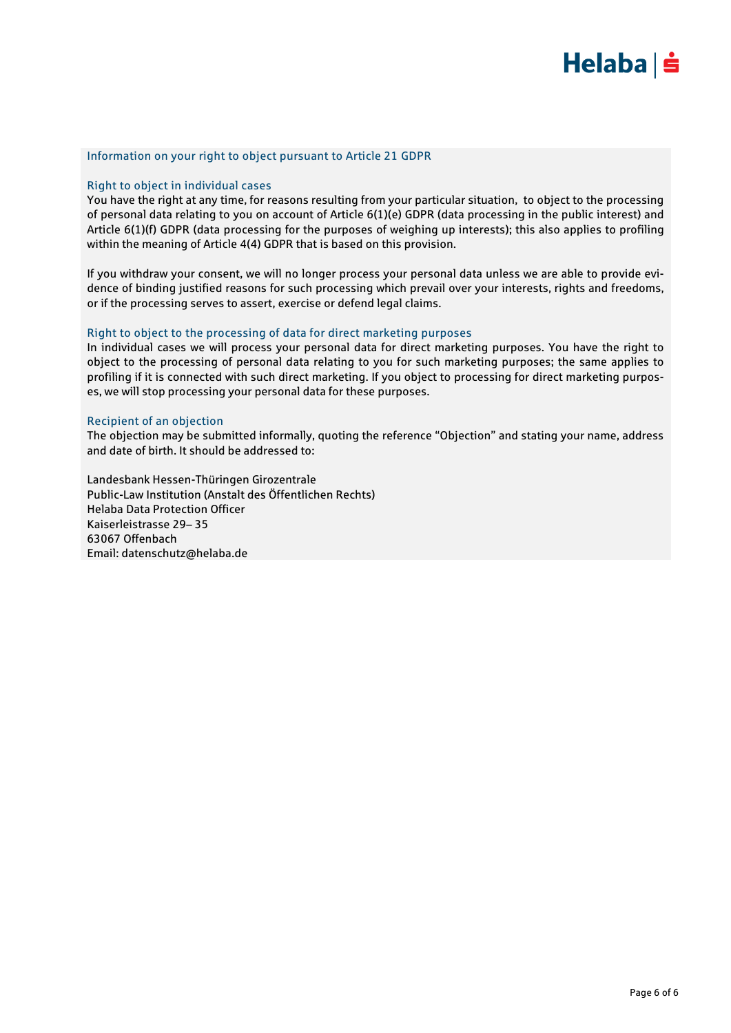## Information on your right to object pursuant to Article 21 GDPR

### Right to object in individual cases

You have the right at any time, for reasons resulting from your particular situation, to object to the processing of personal data relating to you on account of Article 6(1)(e) GDPR (data processing in the public interest) and Article 6(1)(f) GDPR (data processing for the purposes of weighing up interests); this also applies to profiling within the meaning of Article 4(4) GDPR that is based on this provision.

If you withdraw your consent, we will no longer process your personal data unless we are able to provide evidence of binding justified reasons for such processing which prevail over your interests, rights and freedoms, or if the processing serves to assert, exercise or defend legal claims.

### Right to object to the processing of data for direct marketing purposes

In individual cases we will process your personal data for direct marketing purposes. You have the right to object to the processing of personal data relating to you for such marketing purposes; the same applies to profiling if it is connected with such direct marketing. If you object to processing for direct marketing purposes, we will stop processing your personal data for these purposes.

### Recipient of an objection

The objection may be submitted informally, quoting the reference “Objection” and stating your name, address and date of birth. It should be addressed to:

Landesbank Hessen-Thüringen Girozentrale
Public-Law Institution (Anstalt des Öffentlichen Rechts)
Helaba Data Protection Officer
Kaiserleistrasse 29– 35
63067 Offenbach
Email: datenschutz@helaba.de